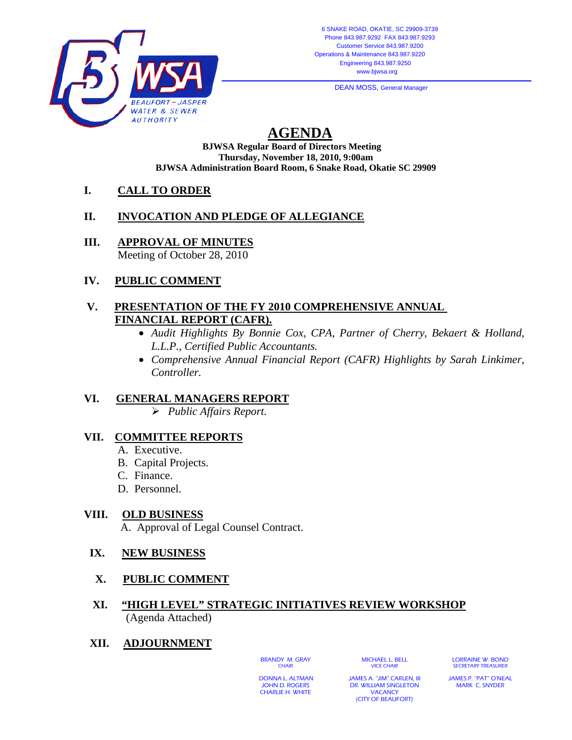BEAUFORT – JASPER WATER & SEWER AUTHORITY

6 SNAKE ROAD, OKATIE, SC 29909-3739
Phone 843.987.9292 FAX 843.987.9293
Customer Service 843.987.9200
Operations & Maintenance 843.987.9220
Engineering 843.987.9250
www.bjwsa.org

DEAN MOSS, General Manager

# AGENDA

**BJWSA Regular Board of Directors Meeting**
**Thursday, November 18, 2010, 9:00am**
**BJWSA Administration Board Room, 6 Snake Road, Okatie SC 29909**

**I. CALL TO ORDER**

**II. INVOCATION AND PLEDGE OF ALLEGIANCE**

**III. APPROVAL OF MINUTES**
Meeting of October 28, 2010

**IV. PUBLIC COMMENT**

**V. PRESENTATION OF THE FY 2010 COMPREHENSIVE ANNUAL FINANCIAL REPORT (CAFR).**

- *Audit Highlights By Bonnie Cox, CPA, Partner of Cherry, Bekaert & Holland, L.L.P., Certified Public Accountants.*
- *Comprehensive Annual Financial Report (CAFR) Highlights by Sarah Linkimer, Controller.*

**VI. GENERAL MANAGERS REPORT**

- *Public Affairs Report.*

**VII. COMMITTEE REPORTS**

A. Executive.
B. Capital Projects.
C. Finance.
D. Personnel.

**VIII. OLD BUSINESS**

A. Approval of Legal Counsel Contract.

**IX. NEW BUSINESS**

**X. PUBLIC COMMENT**

**XI. "HIGH LEVEL" STRATEGIC INITIATIVES REVIEW WORKSHOP**
(Agenda Attached)

**XII. ADJOURNMENT**

BRANDY M. GRAY, CHAIR
MICHAEL L. BELL, VICE CHAIR
LORRAINE W. BOND, SECRETARY TREASURER

DONNA L. ALTMAN
JOHN D. ROGERS
CHARLIE H. WHITE
JAMES A. "JIM" CARLEN, III
DR. WILLIAM SINGLETON
VACANCY (CITY OF BEAUFORT)
JAMES P. "PAT" O'NEAL
MARK C. SNYDER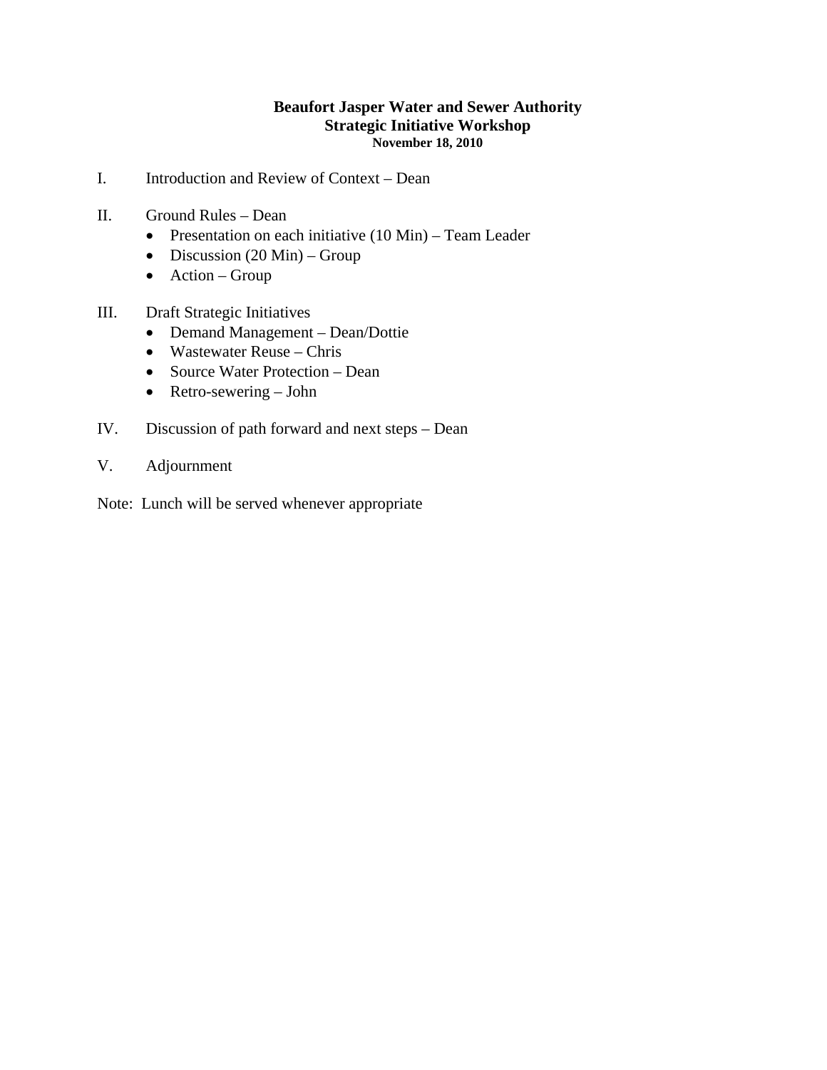**Beaufort Jasper Water and Sewer Authority**
**Strategic Initiative Workshop**
**November 18, 2010**

I. Introduction and Review of Context – Dean

II. Ground Rules – Dean
- Presentation on each initiative (10 Min) – Team Leader
- Discussion (20 Min) – Group
- Action – Group

III. Draft Strategic Initiatives
- Demand Management – Dean/Dottie
- Wastewater Reuse – Chris
- Source Water Protection – Dean
- Retro-sewering – John

IV. Discussion of path forward and next steps – Dean

V. Adjournment

Note: Lunch will be served whenever appropriate